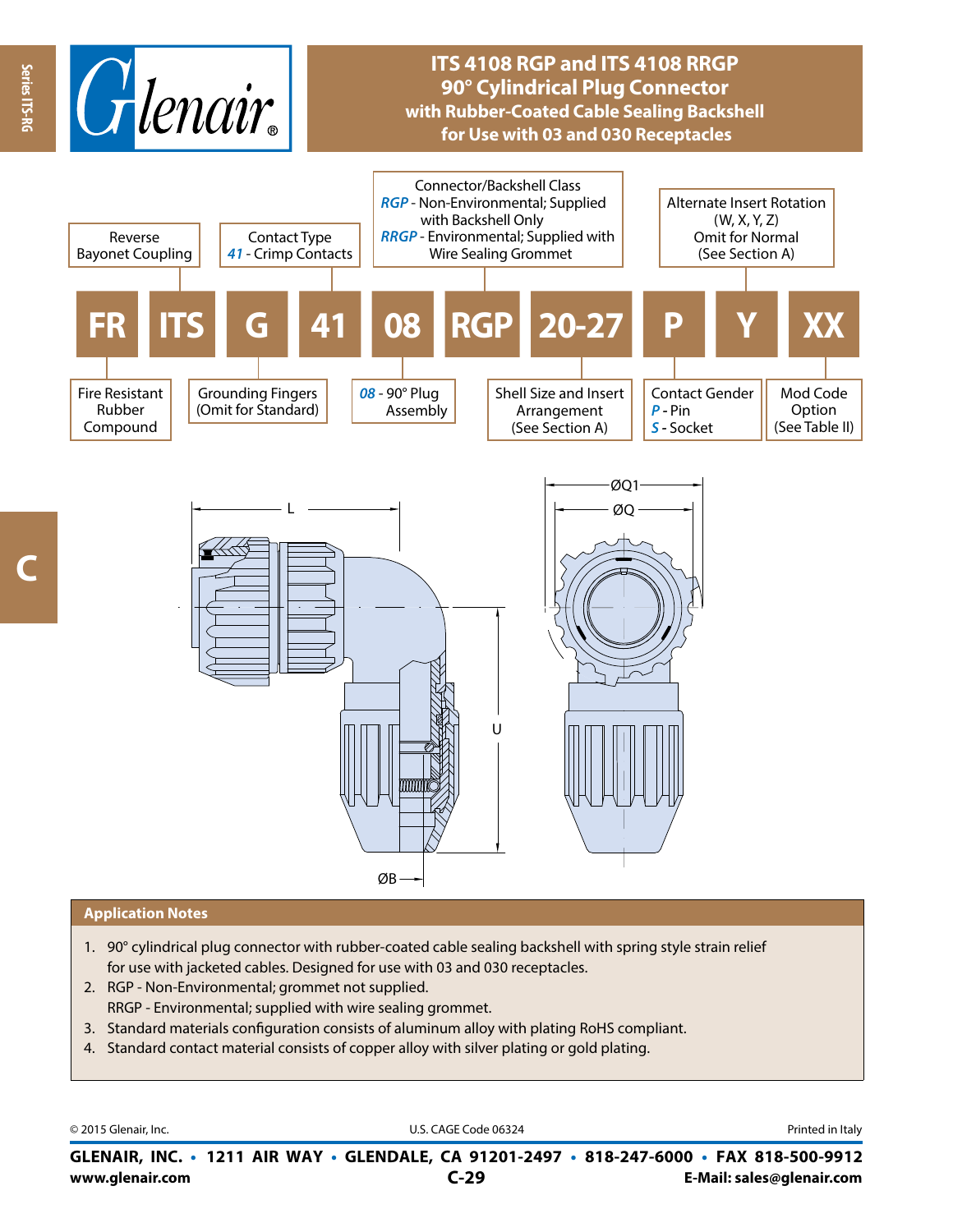# ITS 4108 RGP and ITS 4108 RRGP 90° Cylindrical Plug Connector with Rubber-Coated Cable Sealing Backshell for Use with 03 and 030 Receptacles

| FR | ITS | G | 41 | 08 | RGP | 20-27 | P | Y | XX |
|---|---|---|---|---|---|---|---|---|---|
| Fire Resistant Rubber Compound | Reverse Bayonet Coupling | Grounding Fingers (Omit for Standard) | Contact Type 41 - Crimp Contacts | 08 - 90° Plug Assembly | Connector/Backshell Class RGP - Non-Environmental; Supplied with Backshell Only RRGP - Environmental; Supplied with Wire Sealing Grommet | Shell Size and Insert Arrangement (See Section A) | Contact Gender P - Pin S - Socket | Alternate Insert Rotation (W, X, Y, Z) Omit for Normal (See Section A) | Mod Code Option (See Table II) |

L, ØQ1, ØQ, U, ØB

## Application Notes

1. 90° cylindrical plug connector with rubber-coated cable sealing backshell with spring style strain relief for use with jacketed cables. Designed for use with 03 and 030 receptacles.
2. RGP - Non-Environmental; grommet not supplied.
   RRGP - Environmental; supplied with wire sealing grommet.
3. Standard materials configuration consists of aluminum alloy with plating RoHS compliant.
4. Standard contact material consists of copper alloy with silver plating or gold plating.

© 2015 Glenair, Inc. U.S. CAGE Code 06324 Printed in Italy

**GLENAIR, INC. • 1211 AIR WAY • GLENDALE, CA 91201-2497 • 818-247-6000 • FAX 818-500-9912**
**www.glenair.com** **E-Mail: sales@glenair.com**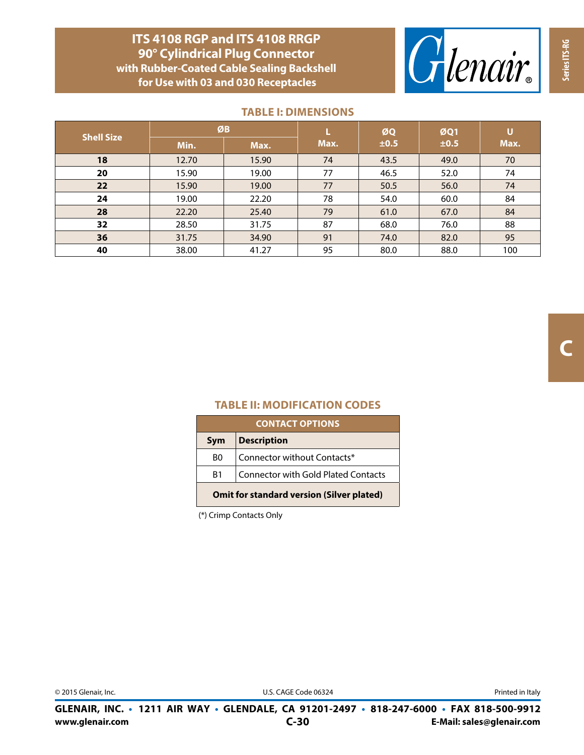# ITS 4108 RGP and ITS 4108 RRGP 90° Cylindrical Plug Connector with Rubber-Coated Cable Sealing Backshell for Use with 03 and 030 Receptacles

## TABLE I: DIMENSIONS

| Shell Size | ØB | | L | ØQ | ØQ1 | U |
|---|---|---|---|---|---|---|
| | Min. | Max. | Max. | ±0.5 | ±0.5 | Max. |
| **18** | 12.70 | 15.90 | 74 | 43.5 | 49.0 | 70 |
| **20** | 15.90 | 19.00 | 77 | 46.5 | 52.0 | 74 |
| **22** | 15.90 | 19.00 | 77 | 50.5 | 56.0 | 74 |
| **24** | 19.00 | 22.20 | 78 | 54.0 | 60.0 | 84 |
| **28** | 22.20 | 25.40 | 79 | 61.0 | 67.0 | 84 |
| **32** | 28.50 | 31.75 | 87 | 68.0 | 76.0 | 88 |
| **36** | 31.75 | 34.90 | 91 | 74.0 | 82.0 | 95 |
| **40** | 38.00 | 41.27 | 95 | 80.0 | 88.0 | 100 |

## TABLE II: MODIFICATION CODES

| CONTACT OPTIONS | |
|---|---|
| **Sym** | **Description** |
| B0 | Connector without Contacts* |
| B1 | Connector with Gold Plated Contacts |
| **Omit for standard version (Silver plated)** | |

(*) Crimp Contacts Only

© 2015 Glenair, Inc. U.S. CAGE Code 06324 Printed in Italy

**GLENAIR, INC. • 1211 AIR WAY • GLENDALE, CA 91201-2497 • 818-247-6000 • FAX 818-500-9912**

**www.glenair.com** **E-Mail: sales@glenair.com**